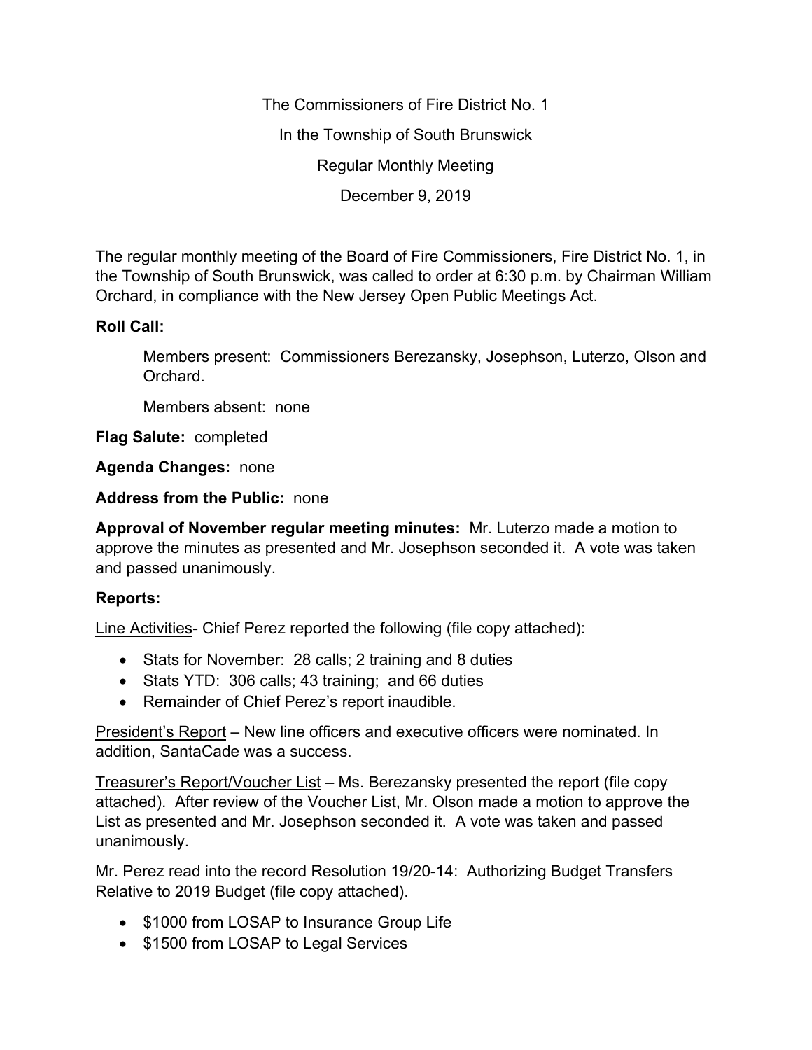The Commissioners of Fire District No. 1

In the Township of South Brunswick

Regular Monthly Meeting

December 9, 2019

The regular monthly meeting of the Board of Fire Commissioners, Fire District No. 1, in the Township of South Brunswick, was called to order at 6:30 p.m. by Chairman William Orchard, in compliance with the New Jersey Open Public Meetings Act.

**Roll Call:**

Members present: Commissioners Berezansky, Josephson, Luterzo, Olson and Orchard.

Members absent: none

**Flag Salute:** completed

**Agenda Changes:** none

**Address from the Public:** none

**Approval of November regular meeting minutes:** Mr. Luterzo made a motion to approve the minutes as presented and Mr. Josephson seconded it. A vote was taken and passed unanimously.

**Reports:**

Line Activities- Chief Perez reported the following (file copy attached):

- Stats for November: 28 calls; 2 training and 8 duties
- Stats YTD: 306 calls; 43 training; and 66 duties
- Remainder of Chief Perez's report inaudible.

President's Report – New line officers and executive officers were nominated. In addition, SantaCade was a success.

Treasurer's Report/Voucher List – Ms. Berezansky presented the report (file copy attached). After review of the Voucher List, Mr. Olson made a motion to approve the List as presented and Mr. Josephson seconded it. A vote was taken and passed unanimously.

Mr. Perez read into the record Resolution 19/20-14: Authorizing Budget Transfers Relative to 2019 Budget (file copy attached).

- $1000 from LOSAP to Insurance Group Life
- $1500 from LOSAP to Legal Services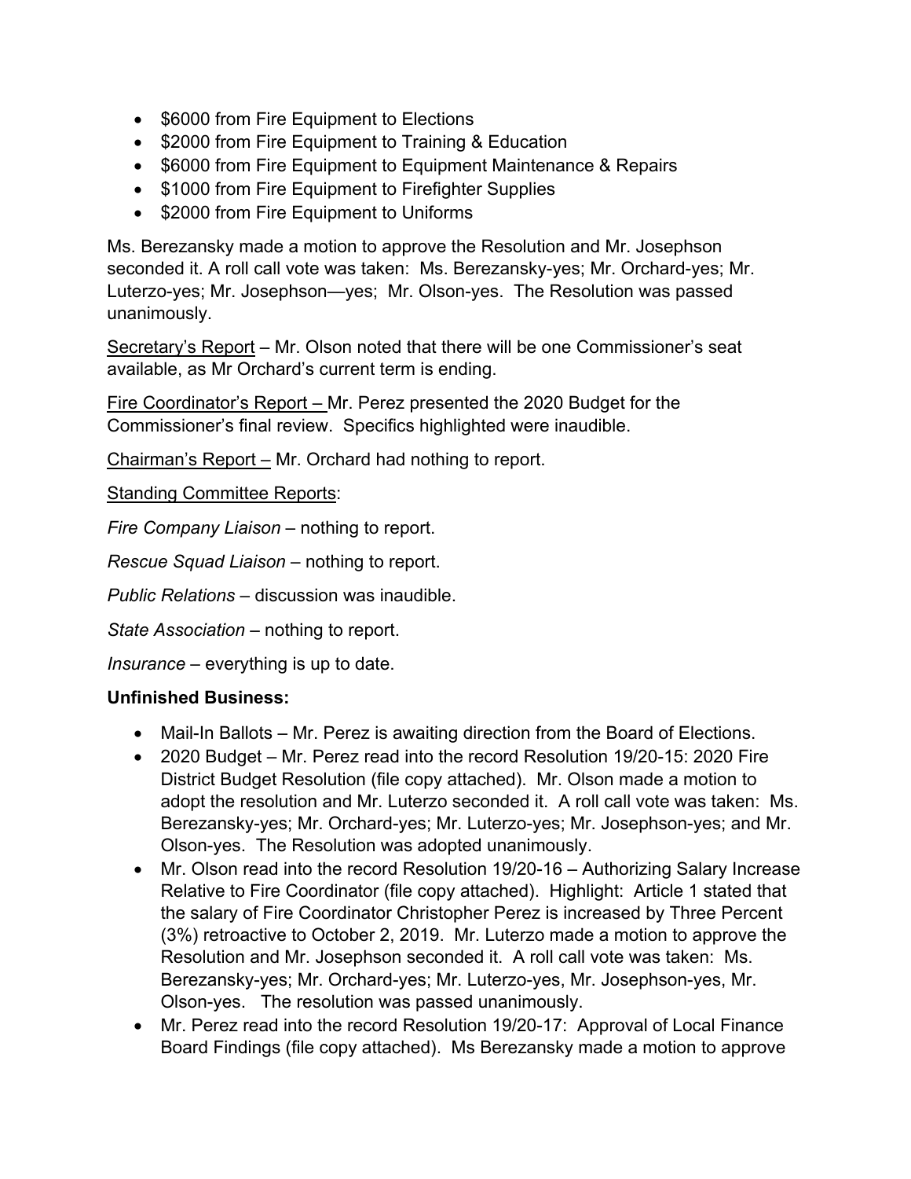- $6000 from Fire Equipment to Elections
- $2000 from Fire Equipment to Training & Education
- $6000 from Fire Equipment to Equipment Maintenance & Repairs
- $1000 from Fire Equipment to Firefighter Supplies
- $2000 from Fire Equipment to Uniforms

Ms. Berezansky made a motion to approve the Resolution and Mr. Josephson seconded it. A roll call vote was taken: Ms. Berezansky-yes; Mr. Orchard-yes; Mr. Luterzo-yes; Mr. Josephson—yes; Mr. Olson-yes. The Resolution was passed unanimously.

Secretary's Report – Mr. Olson noted that there will be one Commissioner's seat available, as Mr Orchard's current term is ending.

Fire Coordinator's Report – Mr. Perez presented the 2020 Budget for the Commissioner's final review. Specifics highlighted were inaudible.

Chairman's Report – Mr. Orchard had nothing to report.

Standing Committee Reports:

*Fire Company Liaison* – nothing to report.

*Rescue Squad Liaison* – nothing to report.

*Public Relations* – discussion was inaudible.

*State Association* – nothing to report.

*Insurance* – everything is up to date.

**Unfinished Business:**

- Mail-In Ballots – Mr. Perez is awaiting direction from the Board of Elections.
- 2020 Budget – Mr. Perez read into the record Resolution 19/20-15: 2020 Fire District Budget Resolution (file copy attached). Mr. Olson made a motion to adopt the resolution and Mr. Luterzo seconded it. A roll call vote was taken: Ms. Berezansky-yes; Mr. Orchard-yes; Mr. Luterzo-yes; Mr. Josephson-yes; and Mr. Olson-yes. The Resolution was adopted unanimously.
- Mr. Olson read into the record Resolution 19/20-16 – Authorizing Salary Increase Relative to Fire Coordinator (file copy attached). Highlight: Article 1 stated that the salary of Fire Coordinator Christopher Perez is increased by Three Percent (3%) retroactive to October 2, 2019. Mr. Luterzo made a motion to approve the Resolution and Mr. Josephson seconded it. A roll call vote was taken: Ms. Berezansky-yes; Mr. Orchard-yes; Mr. Luterzo-yes, Mr. Josephson-yes, Mr. Olson-yes. The resolution was passed unanimously.
- Mr. Perez read into the record Resolution 19/20-17: Approval of Local Finance Board Findings (file copy attached). Ms Berezansky made a motion to approve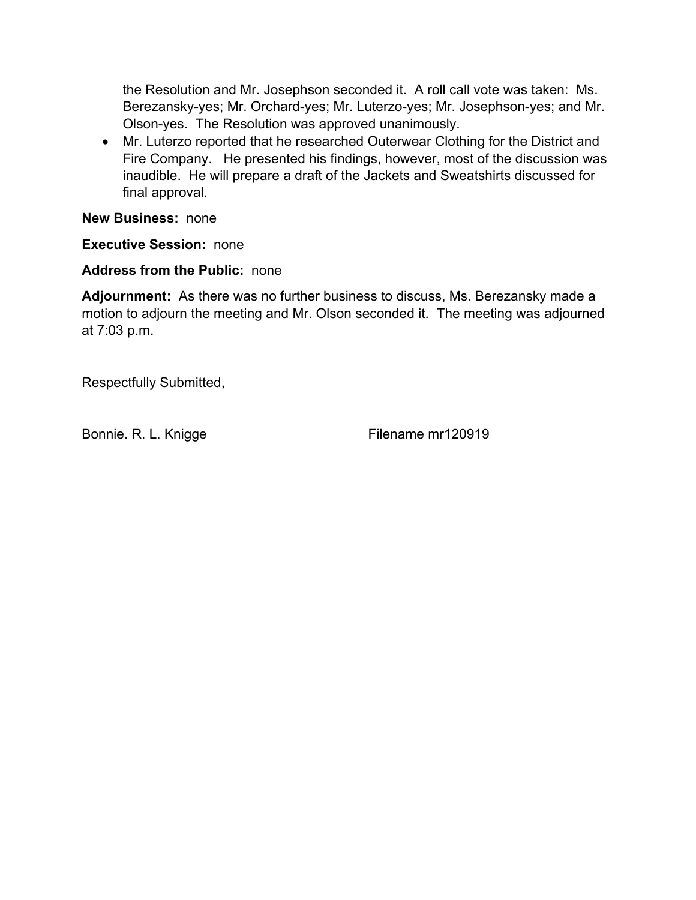the Resolution and Mr. Josephson seconded it. A roll call vote was taken: Ms. Berezansky-yes; Mr. Orchard-yes; Mr. Luterzo-yes; Mr. Josephson-yes; and Mr. Olson-yes. The Resolution was approved unanimously.

- Mr. Luterzo reported that he researched Outerwear Clothing for the District and Fire Company. He presented his findings, however, most of the discussion was inaudible. He will prepare a draft of the Jackets and Sweatshirts discussed for final approval.

**New Business:** none

**Executive Session:** none

**Address from the Public:** none

**Adjournment:** As there was no further business to discuss, Ms. Berezansky made a motion to adjourn the meeting and Mr. Olson seconded it. The meeting was adjourned at 7:03 p.m.

Respectfully Submitted,

Bonnie. R. L. Knigge Filename mr120919